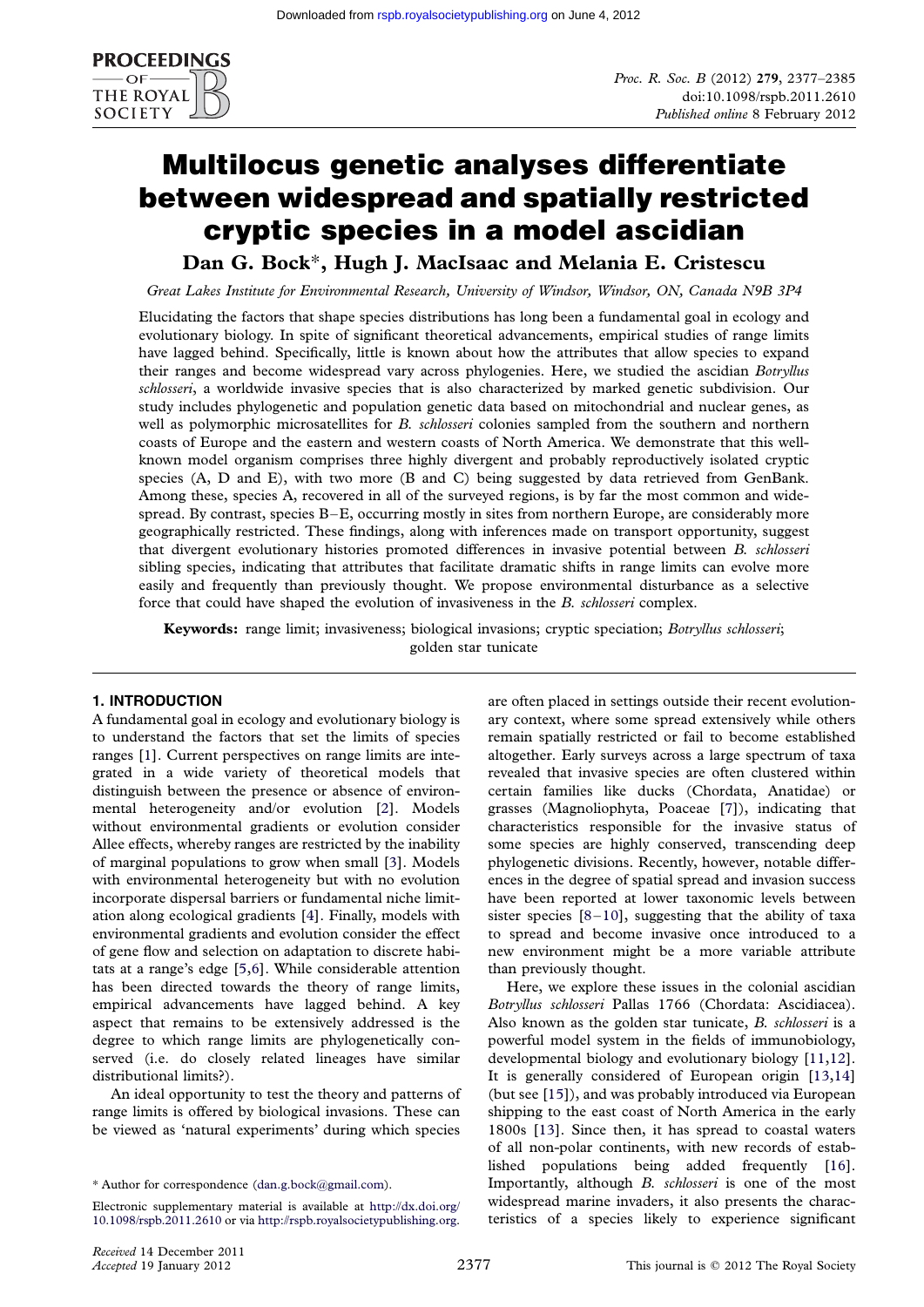# Multilocus genetic analyses differentiate between widespread and spatially restricted cryptic species in a model ascidian

**Dan G. Bock*, Hugh J. MacIsaac and Melania E. Cristescu**

*Great Lakes Institute for Environmental Research, University of Windsor, Windsor, ON, Canada N9B 3P4*

Elucidating the factors that shape species distributions has long been a fundamental goal in ecology and evolutionary biology. In spite of significant theoretical advancements, empirical studies of range limits have lagged behind. Specifically, little is known about how the attributes that allow species to expand their ranges and become widespread vary across phylogenies. Here, we studied the ascidian *Botryllus schlosseri*, a worldwide invasive species that is also characterized by marked genetic subdivision. Our study includes phylogenetic and population genetic data based on mitochondrial and nuclear genes, as well as polymorphic microsatellites for *B. schlosseri* colonies sampled from the southern and northern coasts of Europe and the eastern and western coasts of North America. We demonstrate that this well-known model organism comprises three highly divergent and probably reproductively isolated cryptic species (A, D and E), with two more (B and C) being suggested by data retrieved from GenBank. Among these, species A, recovered in all of the surveyed regions, is by far the most common and widespread. By contrast, species B–E, occurring mostly in sites from northern Europe, are considerably more geographically restricted. These findings, along with inferences made on transport opportunity, suggest that divergent evolutionary histories promoted differences in invasive potential between *B. schlosseri* sibling species, indicating that attributes that facilitate dramatic shifts in range limits can evolve more easily and frequently than previously thought. We propose environmental disturbance as a selective force that could have shaped the evolution of invasiveness in the *B. schlosseri* complex.

**Keywords:** range limit; invasiveness; biological invasions; cryptic speciation; *Botryllus schlosseri*; golden star tunicate

## 1. INTRODUCTION

A fundamental goal in ecology and evolutionary biology is to understand the factors that set the limits of species ranges [1]. Current perspectives on range limits are integrated in a wide variety of theoretical models that distinguish between the presence or absence of environmental heterogeneity and/or evolution [2]. Models without environmental gradients or evolution consider Allee effects, whereby ranges are restricted by the inability of marginal populations to grow when small [3]. Models with environmental heterogeneity but with no evolution incorporate dispersal barriers or fundamental niche limitation along ecological gradients [4]. Finally, models with environmental gradients and evolution consider the effect of gene flow and selection on adaptation to discrete habitats at a range's edge [5,6]. While considerable attention has been directed towards the theory of range limits, empirical advancements have lagged behind. A key aspect that remains to be extensively addressed is the degree to which range limits are phylogenetically conserved (i.e. do closely related lineages have similar distributional limits?).

An ideal opportunity to test the theory and patterns of range limits is offered by biological invasions. These can be viewed as 'natural experiments' during which species are often placed in settings outside their recent evolutionary context, where some spread extensively while others remain spatially restricted or fail to become established altogether. Early surveys across a large spectrum of taxa revealed that invasive species are often clustered within certain families like ducks (Chordata, Anatidae) or grasses (Magnoliophyta, Poaceae [7]), indicating that characteristics responsible for the invasive status of some species are highly conserved, transcending deep phylogenetic divisions. Recently, however, notable differences in the degree of spatial spread and invasion success have been reported at lower taxonomic levels between sister species [8–10], suggesting that the ability of taxa to spread and become invasive once introduced to a new environment might be a more variable attribute than previously thought.

Here, we explore these issues in the colonial ascidian *Botryllus schlosseri* Pallas 1766 (Chordata: Ascidiacea). Also known as the golden star tunicate, *B. schlosseri* is a powerful model system in the fields of immunobiology, developmental biology and evolutionary biology [11,12]. It is generally considered of European origin [13,14] (but see [15]), and was probably introduced via European shipping to the east coast of North America in the early 1800s [13]. Since then, it has spread to coastal waters of all non-polar continents, with new records of established populations being added frequently [16]. Importantly, although *B. schlosseri* is one of the most widespread marine invaders, it also presents the characteristics of a species likely to experience significant

\* Author for correspondence (dan.g.bock@gmail.com).

Electronic supplementary material is available at http://dx.doi.org/10.1098/rspb.2011.2610 or via http://rspb.royalsocietypublishing.org.

Received 14 December 2011
Accepted 19 January 2012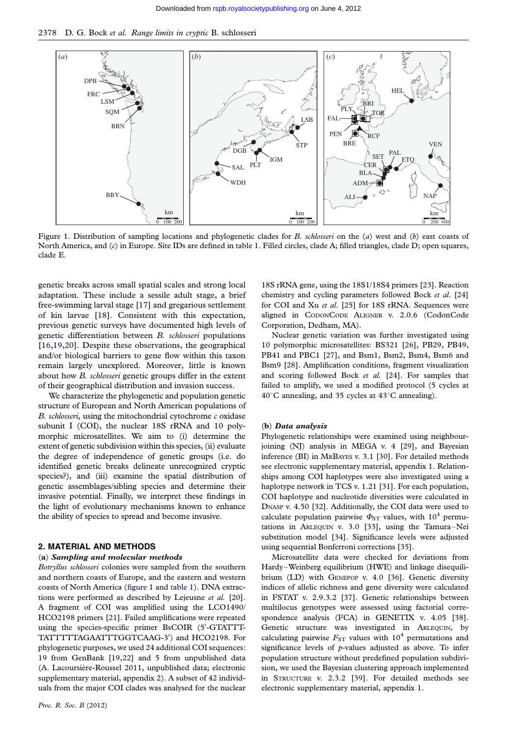Figure 1. Distribution of sampling locations and phylogenetic clades for *B. schlosseri* on the (*a*) west and (*b*) east coasts of North America, and (*c*) in Europe. Site IDs are defined in table 1. Filled circles, clade A; filled triangles, clade D; open squares, clade E.

genetic breaks across small spatial scales and strong local adaptation. These include a sessile adult stage, a brief free-swimming larval stage [17] and gregarious settlement of kin larvae [18]. Consistent with this expectation, previous genetic surveys have documented high levels of genetic differentiation between *B. schlosseri* populations [16,19,20]. Despite these observations, the geographical and/or biological barriers to gene flow within this taxon remain largely unexplored. Moreover, little is known about how *B. schlosseri* genetic groups differ in the extent of their geographical distribution and invasion success.

We characterize the phylogenetic and population genetic structure of European and North American populations of *B. schlosseri*, using the mitochondrial cytochrome *c* oxidase subunit I (COI), the nuclear 18S rRNA and 10 polymorphic microsatellites. We aim to (i) determine the extent of genetic subdivision within this species, (ii) evaluate the degree of independence of genetic groups (i.e. do identified genetic breaks delineate unrecognized cryptic species?), and (iii) examine the spatial distribution of genetic assemblages/sibling species and determine their invasive potential. Finally, we interpret these findings in the light of evolutionary mechanisms known to enhance the ability of species to spread and become invasive.

## 2. MATERIAL AND METHODS

### (a) *Sampling and molecular methods*

*Botryllus schlosseri* colonies were sampled from the southern and northern coasts of Europe, and the eastern and western coasts of North America (figure 1 and table 1). DNA extractions were performed as described by Lejeusne *et al.* [20]. A fragment of COI was amplified using the LCO1490/HCO2198 primers [21]. Failed amplifications were repeated using the species-specific primer BsCOIR (5′-GTATTTTATTTTTAGAATTTGGTCAAG-3′) and HCO2198. For phylogenetic purposes, we used 24 additional COI sequences: 19 from GenBank [19,22] and 5 from unpublished data (A. Lacoursière-Roussel 2011, unpublished data; electronic supplementary material, appendix 2). A subset of 42 individuals from the major COI clades was analysed for the nuclear 18S rRNA gene, using the 18S1/18S4 primers [23]. Reaction chemistry and cycling parameters followed Bock *et al.* [24] for COI and Xu *et al.* [25] for 18S rRNA. Sequences were aligned in CodonCode Aligner v. 2.0.6 (CodonCode Corporation, Dedham, MA).

Nuclear genetic variation was further investigated using 10 polymorphic microsatellites: BS321 [26], PB29, PB49, PB41 and PBC1 [27], and Bsm1, Bsm2, Bsm4, Bsm6 and Bsm9 [28]. Amplification conditions, fragment visualization and scoring followed Bock *et al.* [24]. For samples that failed to amplify, we used a modified protocol (5 cycles at 40°C annealing, and 35 cycles at 43°C annealing).

### (b) *Data analysis*

Phylogenetic relationships were examined using neighbour-joining (NJ) analysis in MEGA v. 4 [29], and Bayesian inference (BI) in MrBayes v. 3.1 [30]. For detailed methods see electronic supplementary material, appendix 1. Relationships among COI haplotypes were also investigated using a haplotype network in TCS v. 1.21 [31]. For each population, COI haplotype and nucleotide diversities were calculated in DnaSP v. 4.50 [32]. Additionally, the COI data were used to calculate population pairwise $\Phi_{ST}$ values, with $10^4$ permutations in Arlequin v. 3.0 [33], using the Tamura–Nei substitution model [34]. Significance levels were adjusted using sequential Bonferroni corrections [35].

Microsatellite data were checked for deviations from Hardy–Weinberg equilibrium (HWE) and linkage disequilibrium (LD) with Genepop v. 4.0 [36]. Genetic diversity indices of allelic richness and gene diversity were calculated in FSTAT v. 2.9.3.2 [37]. Genetic relationships between multilocus genotypes were assessed using factorial correspondence analysis (FCA) in GENETIX v. 4.05 [38]. Genetic structure was investigated in Arlequin, by calculating pairwise $F_{ST}$ values with $10^4$ permutations and significance levels of *p*-values adjusted as above. To infer population structure without predefined population subdivision, we used the Bayesian clustering approach implemented in Structure v. 2.3.2 [39]. For detailed methods see electronic supplementary material, appendix 1.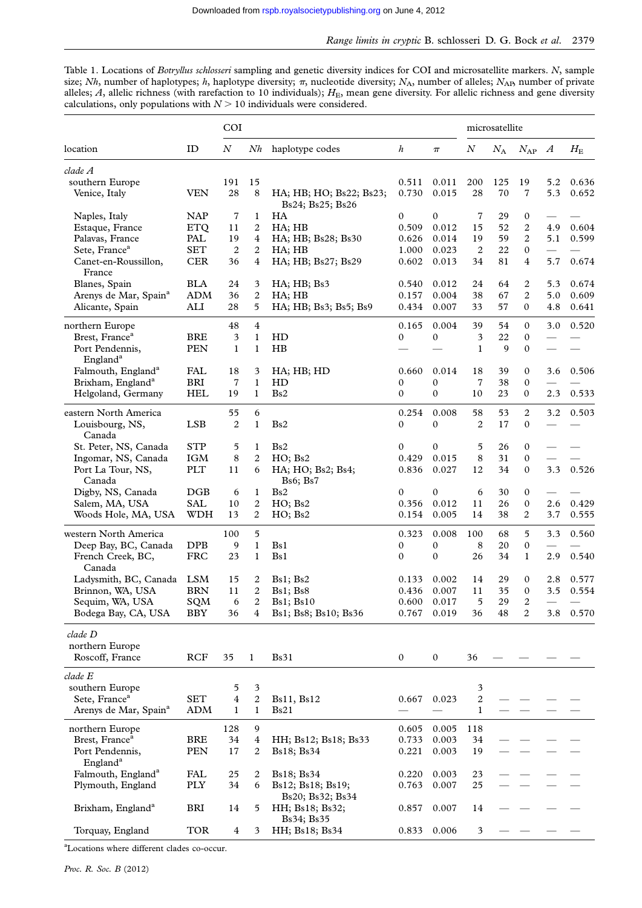Table 1. Locations of *Botryllus schlosseri* sampling and genetic diversity indices for COI and microsatellite markers. *N*, sample size; *Nh*, number of haplotypes; *h*, haplotype diversity; *π*, nucleotide diversity; $N_A$, number of alleles; $N_{AP}$, number of private alleles; *A*, allelic richness (with rarefaction to 10 individuals); $H_E$, mean gene diversity. For allelic richness and gene diversity calculations, only populations with $N > 10$ individuals were considered.

| location | ID | COI | | | | | microsatellite | | | | |
|---|---|---|---|---|---|---|---|---|---|---|---|
| | | *N* | *Nh* | haplotype codes | *h* | *π* | *N* | $N_A$ | $N_{AP}$ | *A* | $H_E$ |
| *clade A* | | | | | | | | | | | |
| southern Europe | | 191 | 15 | | 0.511 | 0.011 | 200 | 125 | 19 | 5.2 | 0.636 |
| Venice, Italy | VEN | 28 | 8 | HA; HB; HO; Bs22; Bs23; Bs24; Bs25; Bs26 | 0.730 | 0.015 | 28 | 70 | 7 | 5.3 | 0.652 |
| Naples, Italy | NAP | 7 | 1 | HA | 0 | 0 | 7 | 29 | 0 | — | — |
| Estaque, France | ETQ | 11 | 2 | HA; HB | 0.509 | 0.012 | 15 | 52 | 2 | 4.9 | 0.604 |
| Palavas, France | PAL | 19 | 4 | HA; HB; Bs28; Bs30 | 0.626 | 0.014 | 19 | 59 | 2 | 5.1 | 0.599 |
| Sete, France[a] | SET | 2 | 2 | HA; HB | 1.000 | 0.023 | 2 | 22 | 0 | — | — |
| Canet-en-Roussillon, France | CER | 36 | 4 | HA; HB; Bs27; Bs29 | 0.602 | 0.013 | 34 | 81 | 4 | 5.7 | 0.674 |
| Blanes, Spain | BLA | 24 | 3 | HA; HB; Bs3 | 0.540 | 0.012 | 24 | 64 | 2 | 5.3 | 0.674 |
| Arenys de Mar, Spain[a] | ADM | 36 | 2 | HA; HB | 0.157 | 0.004 | 38 | 67 | 2 | 5.0 | 0.609 |
| Alicante, Spain | ALI | 28 | 5 | HA; HB; Bs3; Bs5; Bs9 | 0.434 | 0.007 | 33 | 57 | 0 | 4.8 | 0.641 |
| northern Europe | | 48 | 4 | | 0.165 | 0.004 | 39 | 54 | 0 | 3.0 | 0.520 |
| Brest, France[a] | BRE | 3 | 1 | HD | 0 | 0 | 3 | 22 | 0 | — | — |
| Port Pendennis, England[a] | PEN | 1 | 1 | HB | — | — | 1 | 9 | 0 | — | — |
| Falmouth, England[a] | FAL | 18 | 3 | HA; HB; HD | 0.660 | 0.014 | 18 | 39 | 0 | 3.6 | 0.506 |
| Brixham, England[a] | BRI | 7 | 1 | HD | 0 | 0 | 7 | 38 | 0 | — | — |
| Helgoland, Germany | HEL | 19 | 1 | Bs2 | 0 | 0 | 10 | 23 | 0 | 2.3 | 0.533 |
| eastern North America | | 55 | 6 | | 0.254 | 0.008 | 58 | 53 | 2 | 3.2 | 0.503 |
| Louisbourg, NS, Canada | LSB | 2 | 1 | Bs2 | 0 | 0 | 2 | 17 | 0 | — | — |
| St. Peter, NS, Canada | STP | 5 | 1 | Bs2 | 0 | 0 | 5 | 26 | 0 | — | — |
| Ingomar, NS, Canada | IGM | 8 | 2 | HO; Bs2 | 0.429 | 0.015 | 8 | 31 | 0 | — | — |
| Port La Tour, NS, Canada | PLT | 11 | 6 | HA; HO; Bs2; Bs4; Bs6; Bs7 | 0.836 | 0.027 | 12 | 34 | 0 | 3.3 | 0.526 |
| Digby, NS, Canada | DGB | 6 | 1 | Bs2 | 0 | 0 | 6 | 30 | 0 | — | — |
| Salem, MA, USA | SAL | 10 | 2 | HO; Bs2 | 0.356 | 0.012 | 11 | 26 | 0 | 2.6 | 0.429 |
| Woods Hole, MA, USA | WDH | 13 | 2 | HO; Bs2 | 0.154 | 0.005 | 14 | 38 | 2 | 3.7 | 0.555 |
| western North America | | 100 | 5 | | 0.323 | 0.008 | 100 | 68 | 5 | 3.3 | 0.560 |
| Deep Bay, BC, Canada | DPB | 9 | 1 | Bs1 | 0 | 0 | 8 | 20 | 0 | — | — |
| French Creek, BC, Canada | FRC | 23 | 1 | Bs1 | 0 | 0 | 26 | 34 | 1 | 2.9 | 0.540 |
| Ladysmith, BC, Canada | LSM | 15 | 2 | Bs1; Bs2 | 0.133 | 0.002 | 14 | 29 | 0 | 2.8 | 0.577 |
| Brinnon, WA, USA | BRN | 11 | 2 | Bs1; Bs8 | 0.436 | 0.007 | 11 | 35 | 0 | 3.5 | 0.554 |
| Sequim, WA, USA | SQM | 6 | 2 | Bs1; Bs10 | 0.600 | 0.017 | 5 | 29 | 2 | — | — |
| Bodega Bay, CA, USA | BBY | 36 | 4 | Bs1; Bs8; Bs10; Bs36 | 0.767 | 0.019 | 36 | 48 | 2 | 3.8 | 0.570 |
| *clade D* | | | | | | | | | | | |
| northern Europe | | | | | | | | | | | |
| Roscoff, France | RCF | 35 | 1 | Bs31 | 0 | 0 | 36 | — | — | — | — |
| *clade E* | | | | | | | | | | | |
| southern Europe | | 5 | 3 | | | | 3 | | | | |
| Sete, France[a] | SET | 4 | 2 | Bs11, Bs12 | 0.667 | 0.023 | 2 | — | — | — | — |
| Arenys de Mar, Spain[a] | ADM | 1 | 1 | Bs21 | — | — | 1 | — | — | — | — |
| northern Europe | | 128 | 9 | | 0.605 | 0.005 | 118 | | | | |
| Brest, France[a] | BRE | 34 | 4 | HH; Bs12; Bs18; Bs33 | 0.733 | 0.003 | 34 | — | — | — | — |
| Port Pendennis, England[a] | PEN | 17 | 2 | Bs18; Bs34 | 0.221 | 0.003 | 19 | — | — | — | — |
| Falmouth, England[a] | FAL | 25 | 2 | Bs18; Bs34 | 0.220 | 0.003 | 23 | — | — | — | — |
| Plymouth, England | PLY | 34 | 6 | Bs12; Bs18; Bs19; Bs20; Bs32; Bs34 | 0.763 | 0.007 | 25 | — | — | — | — |
| Brixham, England[a] | BRI | 14 | 5 | HH; Bs18; Bs32; Bs34; Bs35 | 0.857 | 0.007 | 14 | — | — | — | — |
| Torquay, England | TOR | 4 | 3 | HH; Bs18; Bs34 | 0.833 | 0.006 | 3 | — | — | — | — |

[a]Locations where different clades co-occur.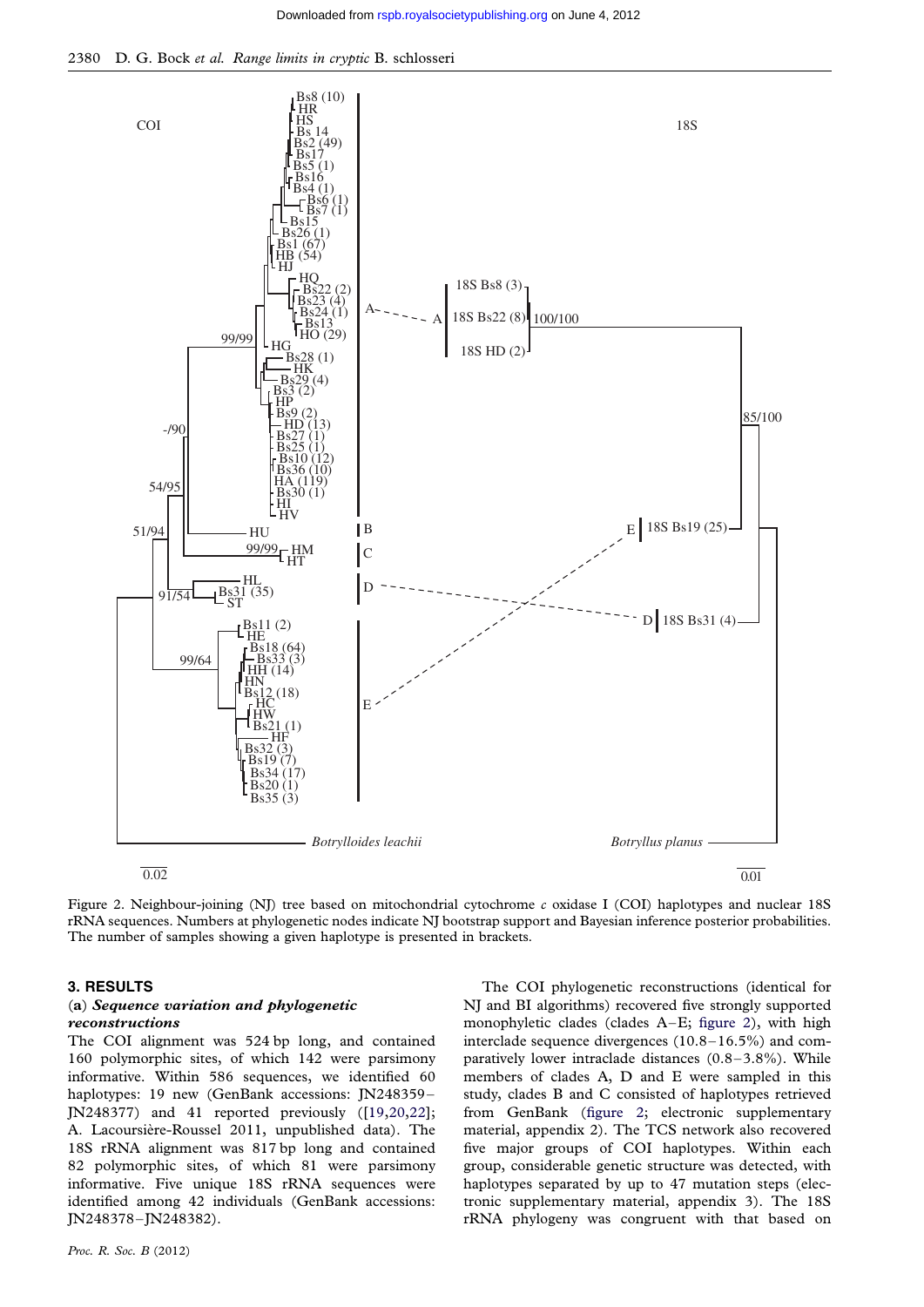Figure 2. Neighbour-joining (NJ) tree based on mitochondrial cytochrome *c* oxidase I (COI) haplotypes and nuclear 18S rRNA sequences. Numbers at phylogenetic nodes indicate NJ bootstrap support and Bayesian inference posterior probabilities. The number of samples showing a given haplotype is presented in brackets.

## 3. RESULTS

### (a) *Sequence variation and phylogenetic reconstructions*

The COI alignment was 524 bp long, and contained 160 polymorphic sites, of which 142 were parsimony informative. Within 586 sequences, we identified 60 haplotypes: 19 new (GenBank accessions: JN248359–JN248377) and 41 reported previously ([19,20,22]; A. Lacoursière-Roussel 2011, unpublished data). The 18S rRNA alignment was 817 bp long and contained 82 polymorphic sites, of which 81 were parsimony informative. Five unique 18S rRNA sequences were identified among 42 individuals (GenBank accessions: JN248378–JN248382).

The COI phylogenetic reconstructions (identical for NJ and BI algorithms) recovered five strongly supported monophyletic clades (clades A–E; figure 2), with high interclade sequence divergences (10.8–16.5%) and comparatively lower intraclade distances (0.8–3.8%). While members of clades A, D and E were sampled in this study, clades B and C consisted of haplotypes retrieved from GenBank (figure 2; electronic supplementary material, appendix 2). The TCS network also recovered five major groups of COI haplotypes. Within each group, considerable genetic structure was detected, with haplotypes separated by up to 47 mutation steps (electronic supplementary material, appendix 3). The 18S rRNA phylogeny was congruent with that based on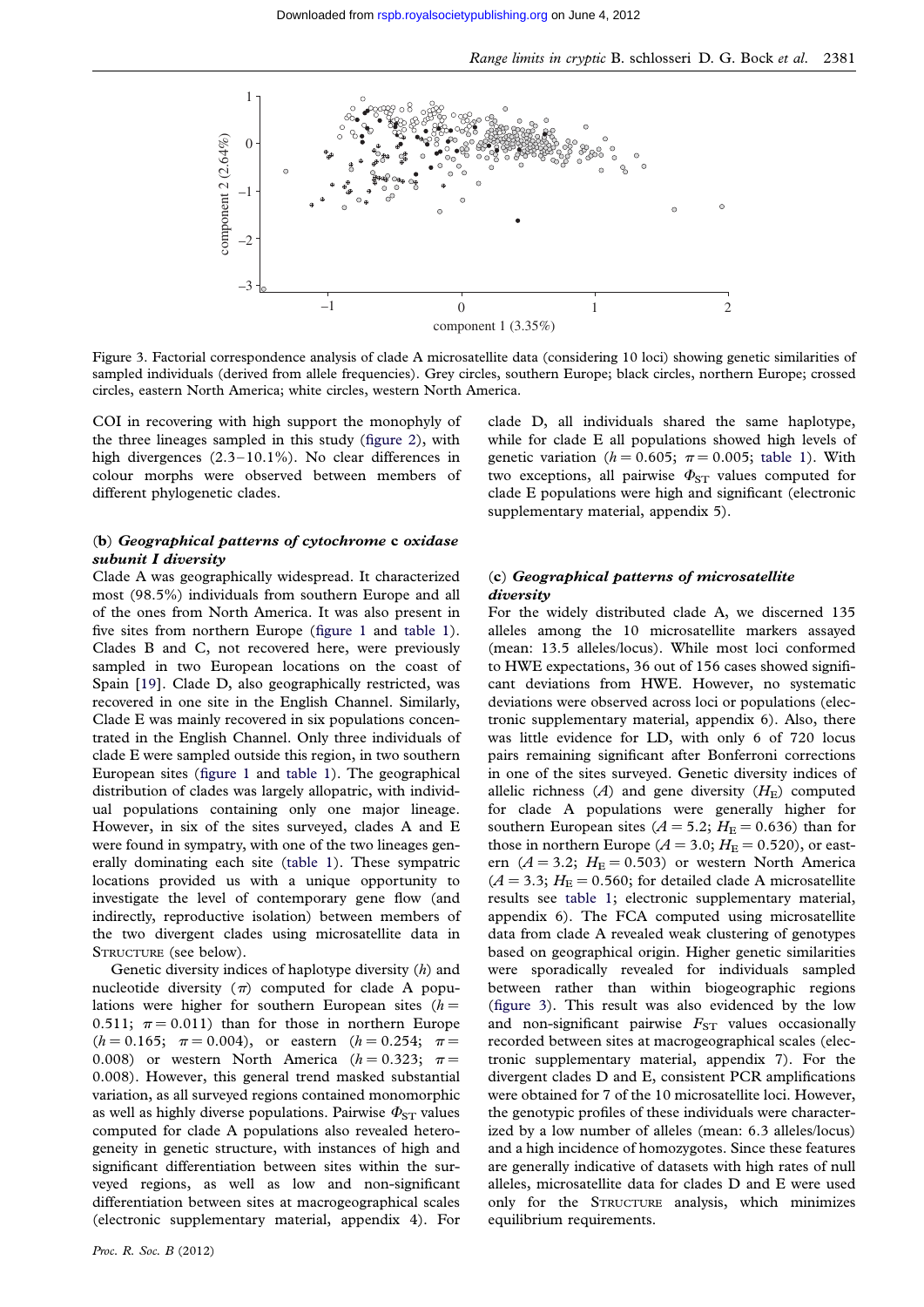Figure 3. Factorial correspondence analysis of clade A microsatellite data (considering 10 loci) showing genetic similarities of sampled individuals (derived from allele frequencies). Grey circles, southern Europe; black circles, northern Europe; crossed circles, eastern North America; white circles, western North America.

COI in recovering with high support the monophyly of the three lineages sampled in this study (figure 2), with high divergences (2.3–10.1%). No clear differences in colour morphs were observed between members of different phylogenetic clades.

### (b) *Geographical patterns of cytochrome* c *oxidase subunit I diversity*

Clade A was geographically widespread. It characterized most (98.5%) individuals from southern Europe and all of the ones from North America. It was also present in five sites from northern Europe (figure 1 and table 1). Clades B and C, not recovered here, were previously sampled in two European locations on the coast of Spain [19]. Clade D, also geographically restricted, was recovered in one site in the English Channel. Similarly, Clade E was mainly recovered in six populations concentrated in the English Channel. Only three individuals of clade E were sampled outside this region, in two southern European sites (figure 1 and table 1). The geographical distribution of clades was largely allopatric, with individual populations containing only one major lineage. However, in six of the sites surveyed, clades A and E were found in sympatry, with one of the two lineages generally dominating each site (table 1). These sympatric locations provided us with a unique opportunity to investigate the level of contemporary gene flow (and indirectly, reproductive isolation) between members of the two divergent clades using microsatellite data in STRUCTURE (see below).

Genetic diversity indices of haplotype diversity ($h$) and nucleotide diversity ($\pi$) computed for clade A populations were higher for southern European sites ($h = 0.511$; $\pi = 0.011$) than for those in northern Europe ($h = 0.165$; $\pi = 0.004$), or eastern ($h = 0.254$; $\pi = 0.008$) or western North America ($h = 0.323$; $\pi = 0.008$). However, this general trend masked substantial variation, as all surveyed regions contained monomorphic as well as highly diverse populations. Pairwise $\Phi_{ST}$ values computed for clade A populations also revealed heterogeneity in genetic structure, with instances of high and significant differentiation between sites within the surveyed regions, as well as low and non-significant differentiation between sites at macrogeographical scales (electronic supplementary material, appendix 4). For clade D, all individuals shared the same haplotype, while for clade E all populations showed high levels of genetic variation ($h = 0.605$; $\pi = 0.005$; table 1). With two exceptions, all pairwise $\Phi_{ST}$ values computed for clade E populations were high and significant (electronic supplementary material, appendix 5).

### (c) *Geographical patterns of microsatellite diversity*

For the widely distributed clade A, we discerned 135 alleles among the 10 microsatellite markers assayed (mean: 13.5 alleles/locus). While most loci conformed to HWE expectations, 36 out of 156 cases showed significant deviations from HWE. However, no systematic deviations were observed across loci or populations (electronic supplementary material, appendix 6). Also, there was little evidence for LD, with only 6 of 720 locus pairs remaining significant after Bonferroni corrections in one of the sites surveyed. Genetic diversity indices of allelic richness ($A$) and gene diversity ($H_E$) computed for clade A populations were generally higher for southern European sites ($A = 5.2$; $H_E = 0.636$) than for those in northern Europe ($A = 3.0$; $H_E = 0.520$), or eastern ($A = 3.2$; $H_E = 0.503$) or western North America ($A = 3.3$; $H_E = 0.560$; for detailed clade A microsatellite results see table 1; electronic supplementary material, appendix 6). The FCA computed using microsatellite data from clade A revealed weak clustering of genotypes based on geographical origin. Higher genetic similarities were sporadically revealed for individuals sampled between rather than within biogeographic regions (figure 3). This result was also evidenced by the low and non-significant pairwise $F_{ST}$ values occasionally recorded between sites at macrogeographical scales (electronic supplementary material, appendix 7). For the divergent clades D and E, consistent PCR amplifications were obtained for 7 of the 10 microsatellite loci. However, the genotypic profiles of these individuals were characterized by a low number of alleles (mean: 6.3 alleles/locus) and a high incidence of homozygotes. Since these features are generally indicative of datasets with high rates of null alleles, microsatellite data for clades D and E were used only for the STRUCTURE analysis, which minimizes equilibrium requirements.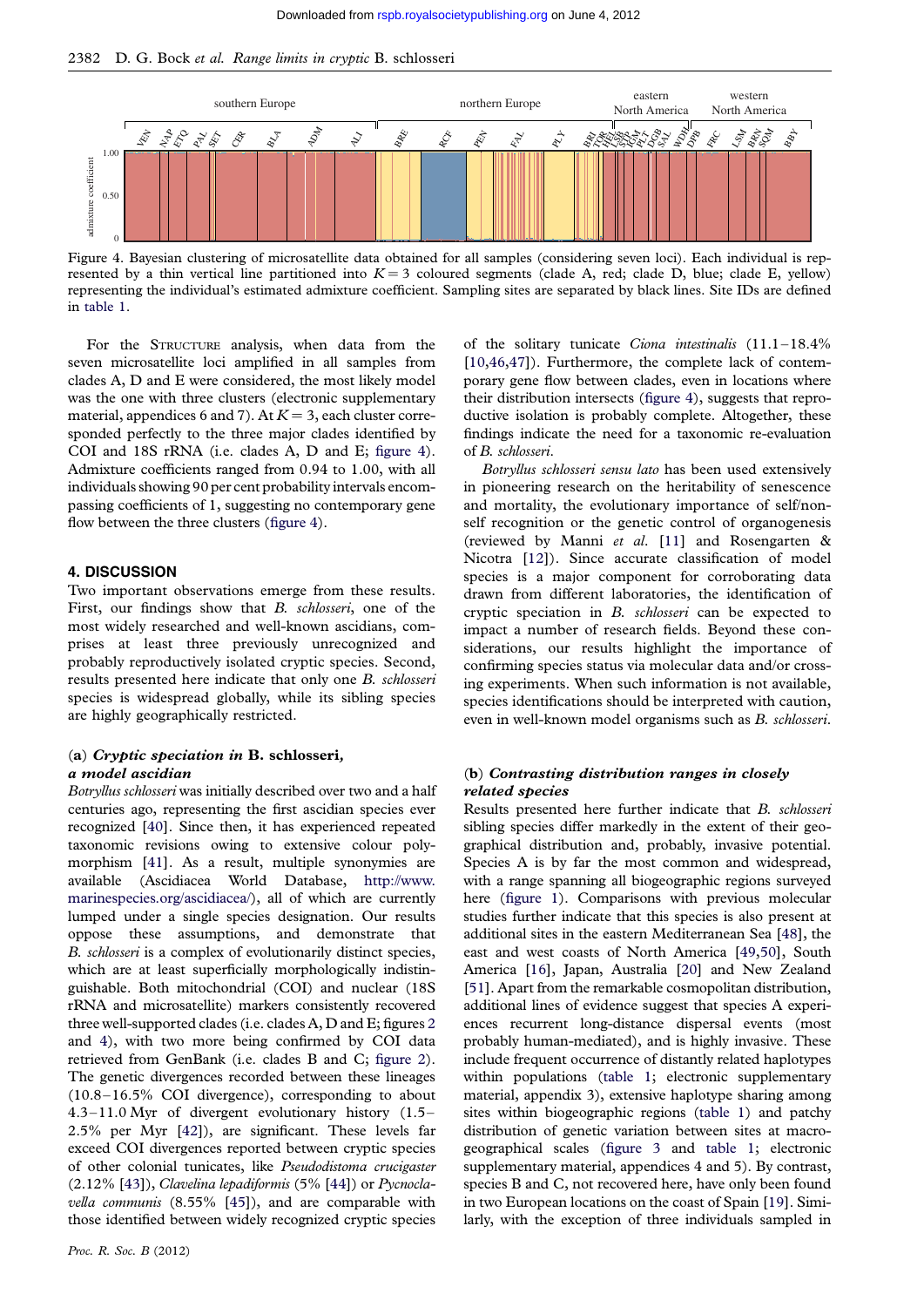Figure 4. Bayesian clustering of microsatellite data obtained for all samples (considering seven loci). Each individual is represented by a thin vertical line partitioned into $K = 3$ coloured segments (clade A, red; clade D, blue; clade E, yellow) representing the individual's estimated admixture coefficient. Sampling sites are separated by black lines. Site IDs are defined in table 1.

For the STRUCTURE analysis, when data from the seven microsatellite loci amplified in all samples from clades A, D and E were considered, the most likely model was the one with three clusters (electronic supplementary material, appendices 6 and 7). At $K = 3$, each cluster corresponded perfectly to the three major clades identified by COI and 18S rRNA (i.e. clades A, D and E; figure 4). Admixture coefficients ranged from 0.94 to 1.00, with all individuals showing 90 per cent probability intervals encompassing coefficients of 1, suggesting no contemporary gene flow between the three clusters (figure 4).

## 4. DISCUSSION

Two important observations emerge from these results. First, our findings show that *B. schlosseri*, one of the most widely researched and well-known ascidians, comprises at least three previously unrecognized and probably reproductively isolated cryptic species. Second, results presented here indicate that only one *B. schlosseri* species is widespread globally, while its sibling species are highly geographically restricted.

### (a) *Cryptic speciation in* B. schlosseri, *a model ascidian*

*Botryllus schlosseri* was initially described over two and a half centuries ago, representing the first ascidian species ever recognized [40]. Since then, it has experienced repeated taxonomic revisions owing to extensive colour polymorphism [41]. As a result, multiple synonymies are available (Ascidiacea World Database, http://www.marinespecies.org/ascidiacea/), all of which are currently lumped under a single species designation. Our results oppose these assumptions, and demonstrate that *B. schlosseri* is a complex of evolutionarily distinct species, which are at least superficially morphologically indistinguishable. Both mitochondrial (COI) and nuclear (18S rRNA and microsatellite) markers consistently recovered three well-supported clades (i.e. clades A, D and E; figures 2 and 4), with two more being confirmed by COI data retrieved from GenBank (i.e. clades B and C; figure 2). The genetic divergences recorded between these lineages (10.8–16.5% COI divergence), corresponding to about 4.3–11.0 Myr of divergent evolutionary history (1.5–2.5% per Myr [42]), are significant. These levels far exceed COI divergences reported between cryptic species of other colonial tunicates, like *Pseudodistoma crucigaster* (2.12% [43]), *Clavelina lepadiformis* (5% [44]) or *Pycnoclavella communis* (8.55% [45]), and are comparable with those identified between widely recognized cryptic species of the solitary tunicate *Ciona intestinalis* (11.1–18.4% [10,46,47]). Furthermore, the complete lack of contemporary gene flow between clades, even in locations where their distribution intersects (figure 4), suggests that reproductive isolation is probably complete. Altogether, these findings indicate the need for a taxonomic re-evaluation of *B. schlosseri*.

*Botryllus schlosseri sensu lato* has been used extensively in pioneering research on the heritability of senescence and mortality, the evolutionary importance of self/non-self recognition or the genetic control of organogenesis (reviewed by Manni *et al*. [11] and Rosengarten & Nicotra [12]). Since accurate classification of model species is a major component for corroborating data drawn from different laboratories, the identification of cryptic speciation in *B. schlosseri* can be expected to impact a number of research fields. Beyond these considerations, our results highlight the importance of confirming species status via molecular data and/or crossing experiments. When such information is not available, species identifications should be interpreted with caution, even in well-known model organisms such as *B. schlosseri*.

### (b) *Contrasting distribution ranges in closely related species*

Results presented here further indicate that *B. schlosseri* sibling species differ markedly in the extent of their geographical distribution and, probably, invasive potential. Species A is by far the most common and widespread, with a range spanning all biogeographic regions surveyed here (figure 1). Comparisons with previous molecular studies further indicate that this species is also present at additional sites in the eastern Mediterranean Sea [48], the east and west coasts of North America [49,50], South America [16], Japan, Australia [20] and New Zealand [51]. Apart from the remarkable cosmopolitan distribution, additional lines of evidence suggest that species A experiences recurrent long-distance dispersal events (most probably human-mediated), and is highly invasive. These include frequent occurrence of distantly related haplotypes within populations (table 1; electronic supplementary material, appendix 3), extensive haplotype sharing among sites within biogeographic regions (table 1) and patchy distribution of genetic variation between sites at macro-geographical scales (figure 3 and table 1; electronic supplementary material, appendices 4 and 5). By contrast, species B and C, not recovered here, have only been found in two European locations on the coast of Spain [19]. Similarly, with the exception of three individuals sampled in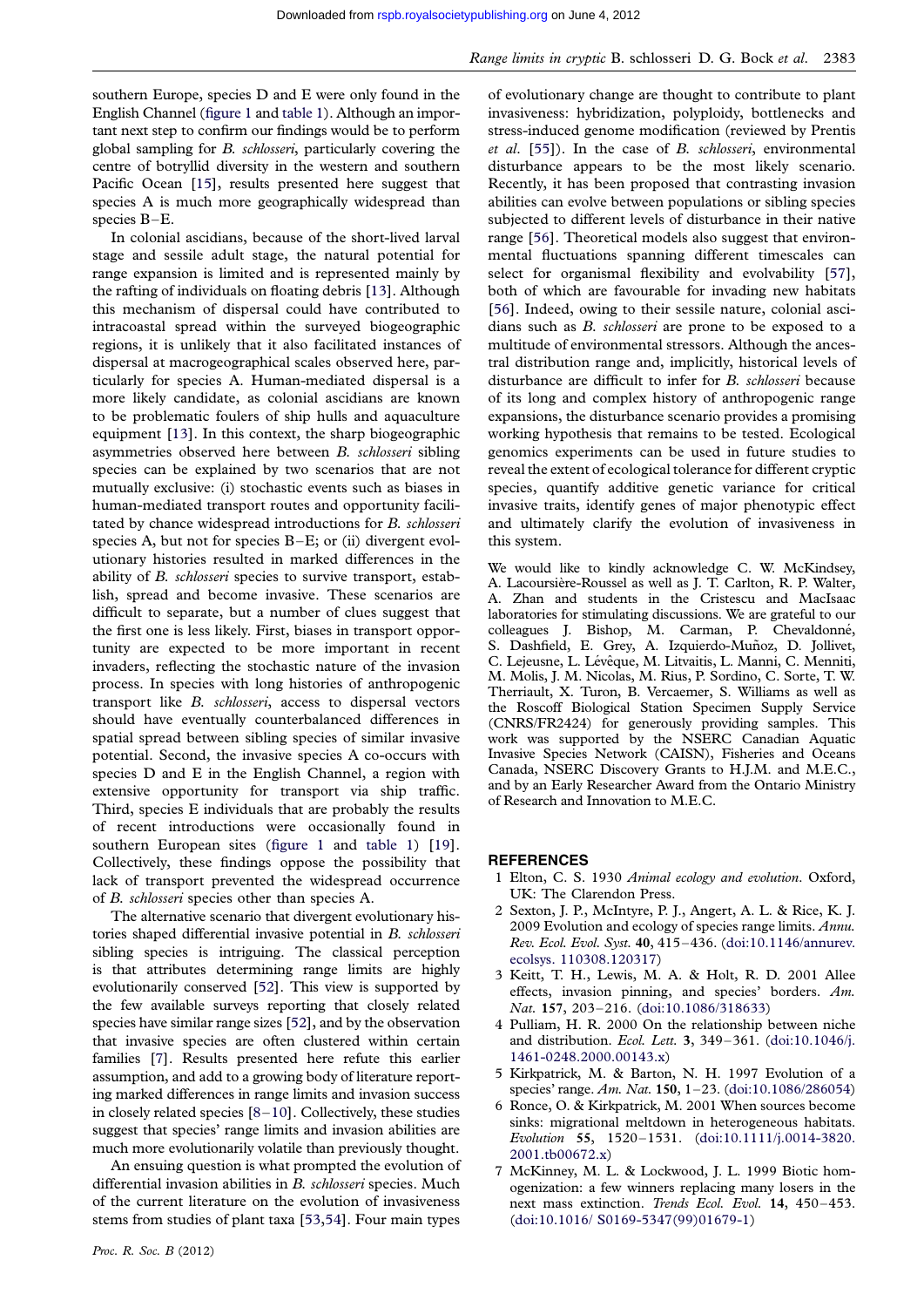southern Europe, species D and E were only found in the English Channel (figure 1 and table 1). Although an important next step to confirm our findings would be to perform global sampling for *B. schlosseri*, particularly covering the centre of botryllid diversity in the western and southern Pacific Ocean [15], results presented here suggest that species A is much more geographically widespread than species B–E.

In colonial ascidians, because of the short-lived larval stage and sessile adult stage, the natural potential for range expansion is limited and is represented mainly by the rafting of individuals on floating debris [13]. Although this mechanism of dispersal could have contributed to intracoastal spread within the surveyed biogeographic regions, it is unlikely that it also facilitated instances of dispersal at macrogeographical scales observed here, particularly for species A. Human-mediated dispersal is a more likely candidate, as colonial ascidians are known to be problematic foulers of ship hulls and aquaculture equipment [13]. In this context, the sharp biogeographic asymmetries observed here between *B. schlosseri* sibling species can be explained by two scenarios that are not mutually exclusive: (i) stochastic events such as biases in human-mediated transport routes and opportunity facilitated by chance widespread introductions for *B. schlosseri* species A, but not for species B–E; or (ii) divergent evolutionary histories resulted in marked differences in the ability of *B. schlosseri* species to survive transport, establish, spread and become invasive. These scenarios are difficult to separate, but a number of clues suggest that the first one is less likely. First, biases in transport opportunity are expected to be more important in recent invaders, reflecting the stochastic nature of the invasion process. In species with long histories of anthropogenic transport like *B. schlosseri*, access to dispersal vectors should have eventually counterbalanced differences in spatial spread between sibling species of similar invasive potential. Second, the invasive species A co-occurs with species D and E in the English Channel, a region with extensive opportunity for transport via ship traffic. Third, species E individuals that are probably the results of recent introductions were occasionally found in southern European sites (figure 1 and table 1) [19]. Collectively, these findings oppose the possibility that lack of transport prevented the widespread occurrence of *B. schlosseri* species other than species A.

The alternative scenario that divergent evolutionary histories shaped differential invasive potential in *B. schlosseri* sibling species is intriguing. The classical perception is that attributes determining range limits are highly evolutionarily conserved [52]. This view is supported by the few available surveys reporting that closely related species have similar range sizes [52], and by the observation that invasive species are often clustered within certain families [7]. Results presented here refute this earlier assumption, and add to a growing body of literature reporting marked differences in range limits and invasion success in closely related species [8–10]. Collectively, these studies suggest that species' range limits and invasion abilities are much more evolutionarily volatile than previously thought.

An ensuing question is what prompted the evolution of differential invasion abilities in *B. schlosseri* species. Much of the current literature on the evolution of invasiveness stems from studies of plant taxa [53,54]. Four main types of evolutionary change are thought to contribute to plant invasiveness: hybridization, polyploidy, bottlenecks and stress-induced genome modification (reviewed by Prentis *et al.* [55]). In the case of *B. schlosseri*, environmental disturbance appears to be the most likely scenario. Recently, it has been proposed that contrasting invasion abilities can evolve between populations or sibling species subjected to different levels of disturbance in their native range [56]. Theoretical models also suggest that environmental fluctuations spanning different timescales can select for organismal flexibility and evolvability [57], both of which are favourable for invading new habitats [56]. Indeed, owing to their sessile nature, colonial ascidians such as *B. schlosseri* are prone to be exposed to a multitude of environmental stressors. Although the ancestral distribution range and, implicitly, historical levels of disturbance are difficult to infer for *B. schlosseri* because of its long and complex history of anthropogenic range expansions, the disturbance scenario provides a promising working hypothesis that remains to be tested. Ecological genomics experiments can be used in future studies to reveal the extent of ecological tolerance for different cryptic species, quantify additive genetic variance for critical invasive traits, identify genes of major phenotypic effect and ultimately clarify the evolution of invasiveness in this system.

We would like to kindly acknowledge C. W. McKindsey, A. Lacoursière-Roussel as well as J. T. Carlton, R. P. Walter, A. Zhan and students in the Cristescu and MacIsaac laboratories for stimulating discussions. We are grateful to our colleagues J. Bishop, M. Carman, P. Chevaldonné, S. Dashfield, E. Grey, A. Izquierdo-Muñoz, D. Jollivet, C. Lejeusne, L. Lévêque, M. Litvaitis, L. Manni, C. Menniti, M. Molis, J. M. Nicolas, M. Rius, P. Sordino, C. Sorte, T. W. Therriault, X. Turon, B. Vercaemer, S. Williams as well as the Roscoff Biological Station Specimen Supply Service (CNRS/FR2424) for generously providing samples. This work was supported by the NSERC Canadian Aquatic Invasive Species Network (CAISN), Fisheries and Oceans Canada, NSERC Discovery Grants to H.J.M. and M.E.C., and by an Early Researcher Award from the Ontario Ministry of Research and Innovation to M.E.C.

## REFERENCES

1 Elton, C. S. 1930 *Animal ecology and evolution*. Oxford, UK: The Clarendon Press.

2 Sexton, J. P., McIntyre, P. J., Angert, A. L. & Rice, K. J. 2009 Evolution and ecology of species range limits. *Annu. Rev. Ecol. Evol. Syst.* **40**, 415–436. (doi:10.1146/annurev.ecolsys. 110308.120317)

3 Keitt, T. H., Lewis, M. A. & Holt, R. D. 2001 Allee effects, invasion pinning, and species' borders. *Am. Nat.* **157**, 203–216. (doi:10.1086/318633)

4 Pulliam, H. R. 2000 On the relationship between niche and distribution. *Ecol. Lett.* **3**, 349–361. (doi:10.1046/j.1461-0248.2000.00143.x)

5 Kirkpatrick, M. & Barton, N. H. 1997 Evolution of a species' range. *Am. Nat.* **150**, 1–23. (doi:10.1086/286054)

6 Ronce, O. & Kirkpatrick, M. 2001 When sources become sinks: migrational meltdown in heterogeneous habitats. *Evolution* **55**, 1520–1531. (doi:10.1111/j.0014-3820.2001.tb00672.x)

7 McKinney, M. L. & Lockwood, J. L. 1999 Biotic homogenization: a few winners replacing many losers in the next mass extinction. *Trends Ecol. Evol.* **14**, 450–453. (doi:10.1016/ S0169-5347(99)01679-1)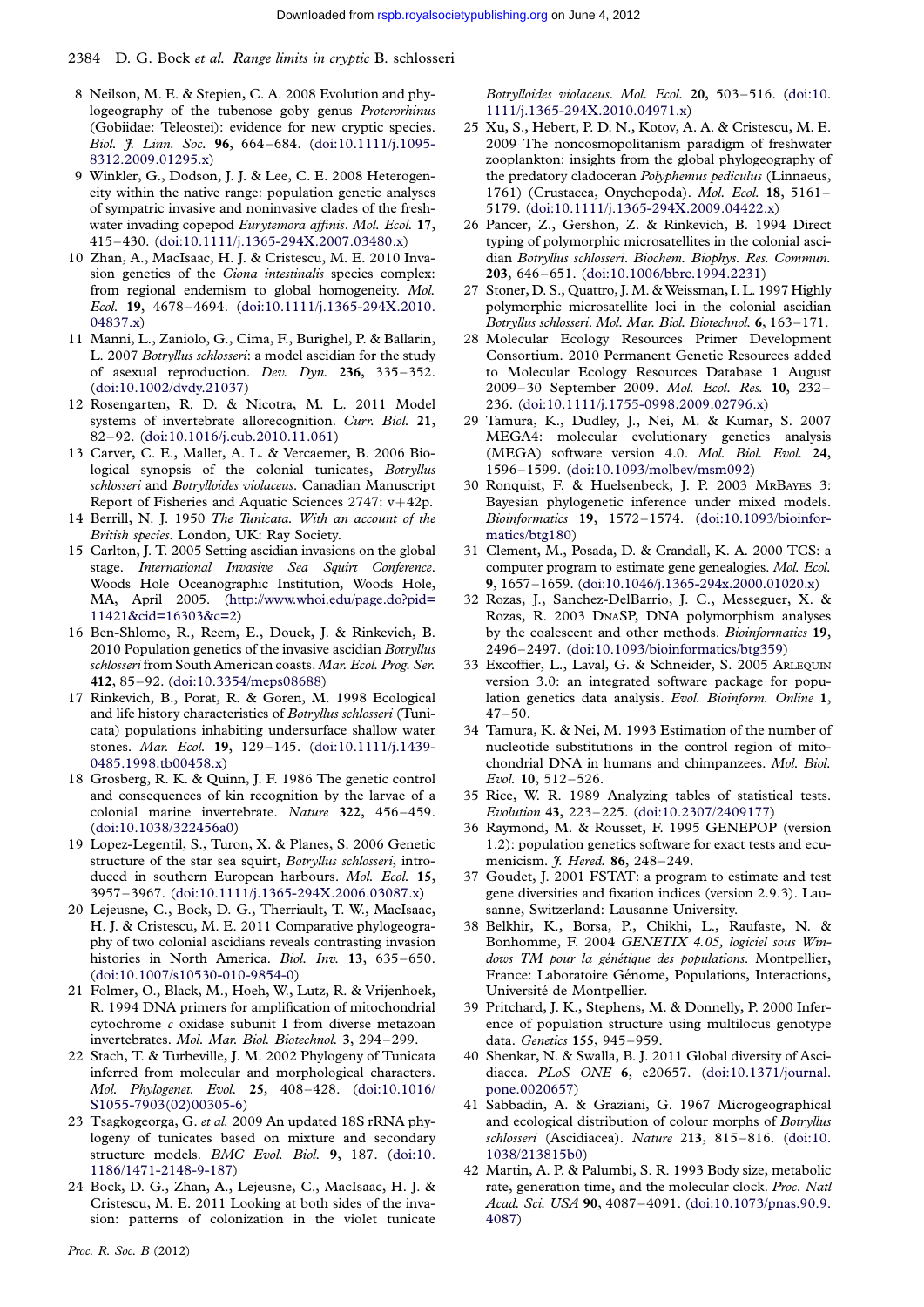8 Neilson, M. E. & Stepien, C. A. 2008 Evolution and phylogeography of the tubenose goby genus *Proterorhinus* (Gobiidae: Teleostei): evidence for new cryptic species. *Biol. J. Linn. Soc.* **96**, 664–684. (doi:10.1111/j.1095-8312.2009.01295.x)

9 Winkler, G., Dodson, J. J. & Lee, C. E. 2008 Heterogeneity within the native range: population genetic analyses of sympatric invasive and noninvasive clades of the freshwater invading copepod *Eurytemora affinis*. *Mol. Ecol.* **17**, 415–430. (doi:10.1111/j.1365-294X.2007.03480.x)

10 Zhan, A., MacIsaac, H. J. & Cristescu, M. E. 2010 Invasion genetics of the *Ciona intestinalis* species complex: from regional endemism to global homogeneity. *Mol. Ecol.* **19**, 4678–4694. (doi:10.1111/j.1365-294X.2010.04837.x)

11 Manni, L., Zaniolo, G., Cima, F., Burighel, P. & Ballarin, L. 2007 *Botryllus schlosseri*: a model ascidian for the study of asexual reproduction. *Dev. Dyn.* **236**, 335–352. (doi:10.1002/dvdy.21037)

12 Rosengarten, R. D. & Nicotra, M. L. 2011 Model systems of invertebrate allorecognition. *Curr. Biol.* **21**, 82–92. (doi:10.1016/j.cub.2010.11.061)

13 Carver, C. E., Mallet, A. L. & Vercaemer, B. 2006 Biological synopsis of the colonial tunicates, *Botryllus schlosseri* and *Botrylloides violaceus*. Canadian Manuscript Report of Fisheries and Aquatic Sciences 2747: v+42p.

14 Berrill, N. J. 1950 *The Tunicata. With an account of the British species*. London, UK: Ray Society.

15 Carlton, J. T. 2005 Setting ascidian invasions on the global stage. *International Invasive Sea Squirt Conference*. Woods Hole Oceanographic Institution, Woods Hole, MA, April 2005. (http://www.whoi.edu/page.do?pid=11421&cid=16303&c=2)

16 Ben-Shlomo, R., Reem, E., Douek, J. & Rinkevich, B. 2010 Population genetics of the invasive ascidian *Botryllus schlosseri* from South American coasts. *Mar. Ecol. Prog. Ser.* **412**, 85–92. (doi:10.3354/meps08688)

17 Rinkevich, B., Porat, R. & Goren, M. 1998 Ecological and life history characteristics of *Botryllus schlosseri* (Tunicata) populations inhabiting undersurface shallow water stones. *Mar. Ecol.* **19**, 129–145. (doi:10.1111/j.1439-0485.1998.tb00458.x)

18 Grosberg, R. K. & Quinn, J. F. 1986 The genetic control and consequences of kin recognition by the larvae of a colonial marine invertebrate. *Nature* **322**, 456–459. (doi:10.1038/322456a0)

19 Lopez-Legentil, S., Turon, X. & Planes, S. 2006 Genetic structure of the star sea squirt, *Botryllus schlosseri*, introduced in southern European harbours. *Mol. Ecol.* **15**, 3957–3967. (doi:10.1111/j.1365-294X.2006.03087.x)

20 Lejeusne, C., Bock, D. G., Therriault, T. W., MacIsaac, H. J. & Cristescu, M. E. 2011 Comparative phylogeography of two colonial ascidians reveals contrasting invasion histories in North America. *Biol. Inv.* **13**, 635–650. (doi:10.1007/s10530-010-9854-0)

21 Folmer, O., Black, M., Hoeh, W., Lutz, R. & Vrijenhoek, R. 1994 DNA primers for amplification of mitochondrial cytochrome *c* oxidase subunit I from diverse metazoan invertebrates. *Mol. Mar. Biol. Biotechnol.* **3**, 294–299.

22 Stach, T. & Turbeville, J. M. 2002 Phylogeny of Tunicata inferred from molecular and morphological characters. *Mol. Phylogenet. Evol.* **25**, 408–428. (doi:10.1016/S1055-7903(02)00305-6)

23 Tsagkogeorga, G. *et al.* 2009 An updated 18S rRNA phylogeny of tunicates based on mixture and secondary structure models. *BMC Evol. Biol.* **9**, 187. (doi:10.1186/1471-2148-9-187)

24 Bock, D. G., Zhan, A., Lejeusne, C., MacIsaac, H. J. & Cristescu, M. E. 2011 Looking at both sides of the invasion: patterns of colonization in the violet tunicate *Botrylloides violaceus*. *Mol. Ecol.* **20**, 503–516. (doi:10.1111/j.1365-294X.2010.04971.x)

25 Xu, S., Hebert, P. D. N., Kotov, A. A. & Cristescu, M. E. 2009 The noncosmopolitanism paradigm of freshwater zooplankton: insights from the global phylogeography of the predatory cladoceran *Polyphemus pediculus* (Linnaeus, 1761) (Crustacea, Onychopoda). *Mol. Ecol.* **18**, 5161–5179. (doi:10.1111/j.1365-294X.2009.04422.x)

26 Pancer, Z., Gershon, Z. & Rinkevich, B. 1994 Direct typing of polymorphic microsatellites in the colonial ascidian *Botryllus schlosseri*. *Biochem. Biophys. Res. Commun.* **203**, 646–651. (doi:10.1006/bbrc.1994.2231)

27 Stoner, D. S., Quattro, J. M. & Weissman, I. L. 1997 Highly polymorphic microsatellite loci in the colonial ascidian *Botryllus schlosseri*. *Mol. Mar. Biol. Biotechnol.* **6**, 163–171.

28 Molecular Ecology Resources Primer Development Consortium. 2010 Permanent Genetic Resources added to Molecular Ecology Resources Database 1 August 2009–30 September 2009. *Mol. Ecol. Res.* **10**, 232–236. (doi:10.1111/j.1755-0998.2009.02796.x)

29 Tamura, K., Dudley, J., Nei, M. & Kumar, S. 2007 MEGA4: molecular evolutionary genetics analysis (MEGA) software version 4.0. *Mol. Biol. Evol.* **24**, 1596–1599. (doi:10.1093/molbev/msm092)

30 Ronquist, F. & Huelsenbeck, J. P. 2003 MrBayes 3: Bayesian phylogenetic inference under mixed models. *Bioinformatics* **19**, 1572–1574. (doi:10.1093/bioinformatics/btg180)

31 Clement, M., Posada, D. & Crandall, K. A. 2000 TCS: a computer program to estimate gene genealogies. *Mol. Ecol.* **9**, 1657–1659. (doi:10.1046/j.1365-294x.2000.01020.x)

32 Rozas, J., Sanchez-DelBarrio, J. C., Messeguer, X. & Rozas, R. 2003 DnaSP, DNA polymorphism analyses by the coalescent and other methods. *Bioinformatics* **19**, 2496–2497. (doi:10.1093/bioinformatics/btg359)

33 Excoffier, L., Laval, G. & Schneider, S. 2005 Arlequin version 3.0: an integrated software package for population genetics data analysis. *Evol. Bioinform. Online* **1**, 47–50.

34 Tamura, K. & Nei, M. 1993 Estimation of the number of nucleotide substitutions in the control region of mitochondrial DNA in humans and chimpanzees. *Mol. Biol. Evol.* **10**, 512–526.

35 Rice, W. R. 1989 Analyzing tables of statistical tests. *Evolution* **43**, 223–225. (doi:10.2307/2409177)

36 Raymond, M. & Rousset, F. 1995 GENEPOP (version 1.2): population genetics software for exact tests and ecumenicism. *J. Hered.* **86**, 248–249.

37 Goudet, J. 2001 FSTAT: a program to estimate and test gene diversities and fixation indices (version 2.9.3). Lausanne, Switzerland: Lausanne University.

38 Belkhir, K., Borsa, P., Chikhi, L., Raufaste, N. & Bonhomme, F. 2004 *GENETIX 4.05, logiciel sous Windows TM pour la génétique des populations*. Montpellier, France: Laboratoire Génome, Populations, Interactions, Université de Montpellier.

39 Pritchard, J. K., Stephens, M. & Donnelly, P. 2000 Inference of population structure using multilocus genotype data. *Genetics* **155**, 945–959.

40 Shenkar, N. & Swalla, B. J. 2011 Global diversity of Ascidiacea. *PLoS ONE* **6**, e20657. (doi:10.1371/journal.pone.0020657)

41 Sabbadin, A. & Graziani, G. 1967 Microgeographical and ecological distribution of colour morphs of *Botryllus schlosseri* (Ascidiacea). *Nature* **213**, 815–816. (doi:10.1038/213815b0)

42 Martin, A. P. & Palumbi, S. R. 1993 Body size, metabolic rate, generation time, and the molecular clock. *Proc. Natl Acad. Sci. USA* **90**, 4087–4091. (doi:10.1073/pnas.90.9.4087)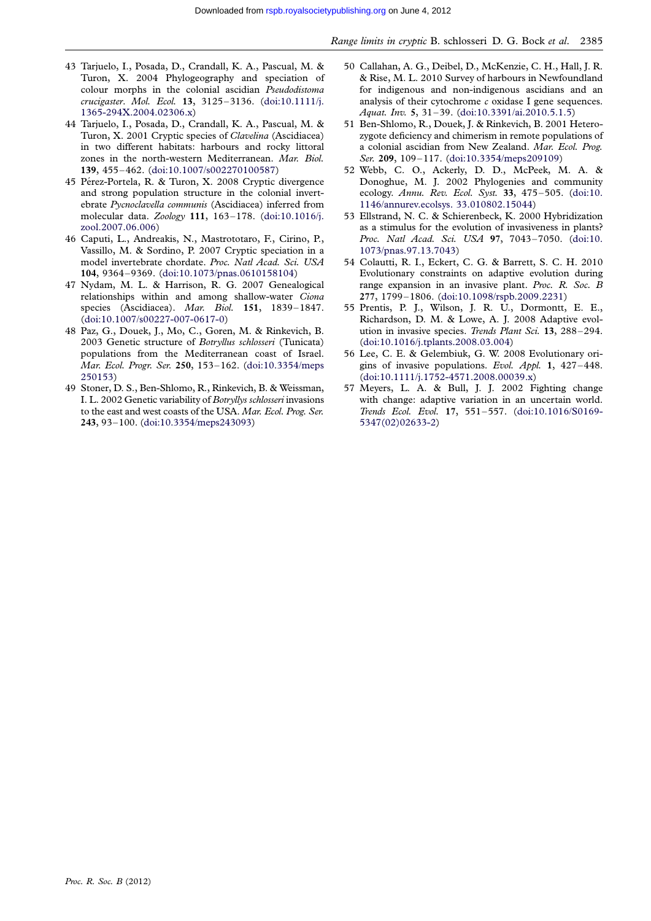43 Tarjuelo, I., Posada, D., Crandall, K. A., Pascual, M. & Turon, X. 2004 Phylogeography and speciation of colour morphs in the colonial ascidian *Pseudodistoma crucigaster*. *Mol. Ecol.* **13**, 3125–3136. (doi:10.1111/j.1365-294X.2004.02306.x)

44 Tarjuelo, I., Posada, D., Crandall, K. A., Pascual, M. & Turon, X. 2001 Cryptic species of *Clavelina* (Ascidiacea) in two different habitats: harbours and rocky littoral zones in the north-western Mediterranean. *Mar. Biol.* **139**, 455–462. (doi:10.1007/s002270100587)

45 Pérez-Portela, R. & Turon, X. 2008 Cryptic divergence and strong population structure in the colonial invertebrate *Pycnoclavella communis* (Ascidiacea) inferred from molecular data. *Zoology* **111**, 163–178. (doi:10.1016/j.zool.2007.06.006)

46 Caputi, L., Andreakis, N., Mastrototaro, F., Cirino, P., Vassillo, M. & Sordino, P. 2007 Cryptic speciation in a model invertebrate chordate. *Proc. Natl Acad. Sci. USA* **104**, 9364–9369. (doi:10.1073/pnas.0610158104)

47 Nydam, M. L. & Harrison, R. G. 2007 Genealogical relationships within and among shallow-water *Ciona* species (Ascidiacea). *Mar. Biol.* **151**, 1839–1847. (doi:10.1007/s00227-007-0617-0)

48 Paz, G., Douek, J., Mo, C., Goren, M. & Rinkevich, B. 2003 Genetic structure of *Botryllus schlosseri* (Tunicata) populations from the Mediterranean coast of Israel. *Mar. Ecol. Progr. Ser.* **250**, 153–162. (doi:10.3354/meps250153)

49 Stoner, D. S., Ben-Shlomo, R., Rinkevich, B. & Weissman, I. L. 2002 Genetic variability of *Botryllys schlosseri* invasions to the east and west coasts of the USA. *Mar. Ecol. Prog. Ser.* **243**, 93–100. (doi:10.3354/meps243093)

50 Callahan, A. G., Deibel, D., McKenzie, C. H., Hall, J. R. & Rise, M. L. 2010 Survey of harbours in Newfoundland for indigenous and non-indigenous ascidians and an analysis of their cytochrome *c* oxidase I gene sequences. *Aquat. Inv.* **5**, 31–39. (doi:10.3391/ai.2010.5.1.5)

51 Ben-Shlomo, R., Douek, J. & Rinkevich, B. 2001 Heterozygote deficiency and chimerism in remote populations of a colonial ascidian from New Zealand. *Mar. Ecol. Prog. Ser.* **209**, 109–117. (doi:10.3354/meps209109)

52 Webb, C. O., Ackerly, D. D., McPeek, M. A. & Donoghue, M. J. 2002 Phylogenies and community ecology. *Annu. Rev. Ecol. Syst.* **33**, 475–505. (doi:10.1146/annurev.ecolsys. 33.010802.15044)

53 Ellstrand, N. C. & Schierenbeck, K. 2000 Hybridization as a stimulus for the evolution of invasiveness in plants? *Proc. Natl Acad. Sci. USA* **97**, 7043–7050. (doi:10.1073/pnas.97.13.7043)

54 Colautti, R. I., Eckert, C. G. & Barrett, S. C. H. 2010 Evolutionary constraints on adaptive evolution during range expansion in an invasive plant. *Proc. R. Soc. B* **277**, 1799–1806. (doi:10.1098/rspb.2009.2231)

55 Prentis, P. J., Wilson, J. R. U., Dormontt, E. E., Richardson, D. M. & Lowe, A. J. 2008 Adaptive evolution in invasive species. *Trends Plant Sci.* **13**, 288–294. (doi:10.1016/j.tplants.2008.03.004)

56 Lee, C. E. & Gelembiuk, G. W. 2008 Evolutionary origins of invasive populations. *Evol. Appl.* **1**, 427–448. (doi:10.1111/j.1752-4571.2008.00039.x)

57 Meyers, L. A. & Bull, J. J. 2002 Fighting change with change: adaptive variation in an uncertain world. *Trends Ecol. Evol.* **17**, 551–557. (doi:10.1016/S0169-5347(02)02633-2)